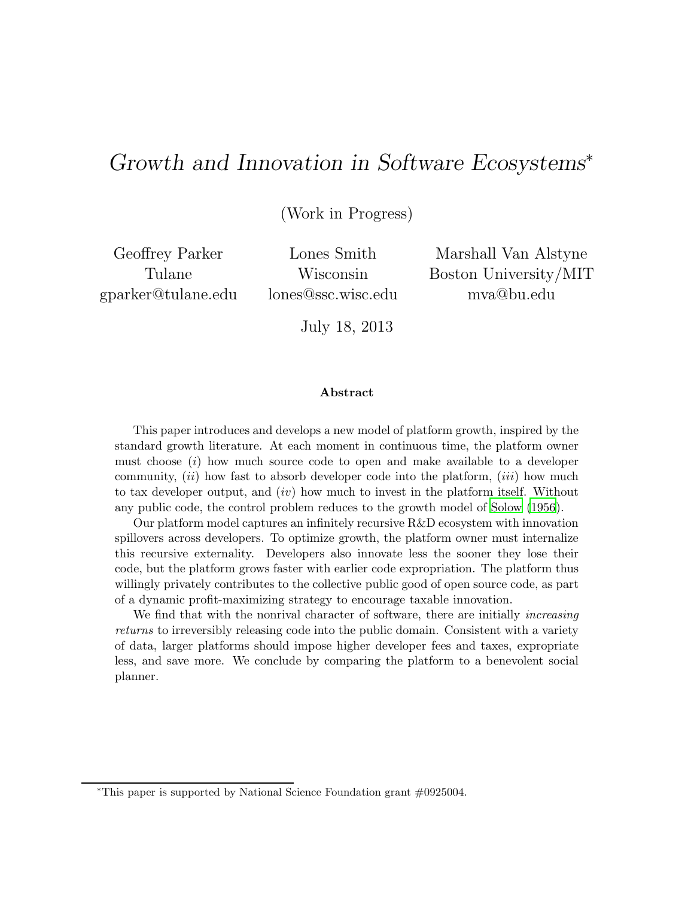# *Growth and Innovation in Software Ecosystems*[*]

(Work in Progress)

Geoffrey Parker
Tulane
gparker@tulane.edu

Lones Smith
Wisconsin
lones@ssc.wisc.edu

Marshall Van Alstyne
Boston University/MIT
mva@bu.edu

July 18, 2013

**Abstract**

This paper introduces and develops a new model of platform growth, inspired by the standard growth literature. At each moment in continuous time, the platform owner must choose (*i*) how much source code to open and make available to a developer community, (*ii*) how fast to absorb developer code into the platform, (*iii*) how much to tax developer output, and (*iv*) how much to invest in the platform itself. Without any public code, the control problem reduces to the growth model of Solow (1956).

Our platform model captures an infinitely recursive R&D ecosystem with innovation spillovers across developers. To optimize growth, the platform owner must internalize this recursive externality. Developers also innovate less the sooner they lose their code, but the platform grows faster with earlier code expropriation. The platform thus willingly privately contributes to the collective public good of open source code, as part of a dynamic profit-maximizing strategy to encourage taxable innovation.

We find that with the nonrival character of software, there are initially *increasing returns* to irreversibly releasing code into the public domain. Consistent with a variety of data, larger platforms should impose higher developer fees and taxes, expropriate less, and save more. We conclude by comparing the platform to a benevolent social planner.

---

[*] This paper is supported by National Science Foundation grant #0925004.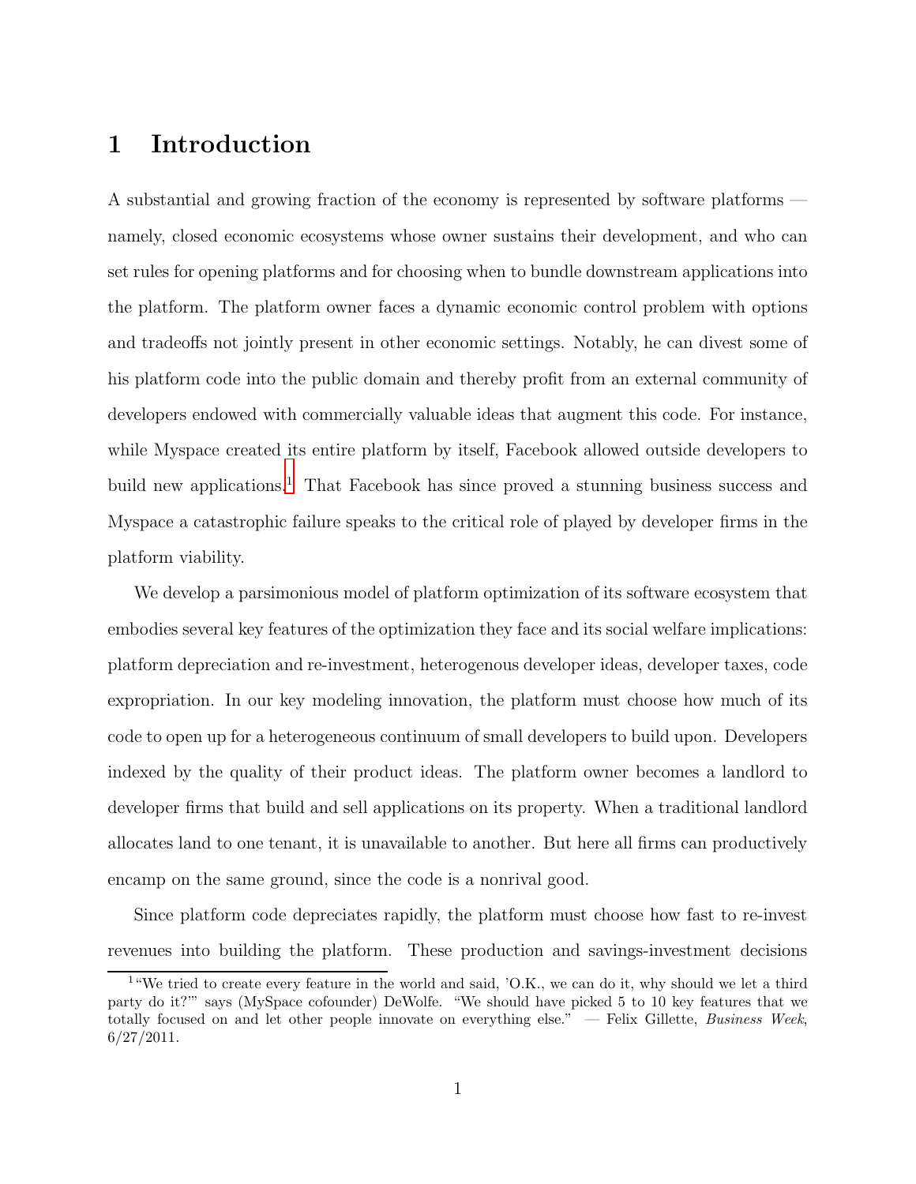# 1 Introduction

A substantial and growing fraction of the economy is represented by software platforms — namely, closed economic ecosystems whose owner sustains their development, and who can set rules for opening platforms and for choosing when to bundle downstream applications into the platform. The platform owner faces a dynamic economic control problem with options and tradeoffs not jointly present in other economic settings. Notably, he can divest some of his platform code into the public domain and thereby profit from an external community of developers endowed with commercially valuable ideas that augment this code. For instance, while Myspace created its entire platform by itself, Facebook allowed outside developers to build new applications.[1] That Facebook has since proved a stunning business success and Myspace a catastrophic failure speaks to the critical role of played by developer firms in the platform viability.

We develop a parsimonious model of platform optimization of its software ecosystem that embodies several key features of the optimization they face and its social welfare implications: platform depreciation and re-investment, heterogenous developer ideas, developer taxes, code expropriation. In our key modeling innovation, the platform must choose how much of its code to open up for a heterogeneous continuum of small developers to build upon. Developers indexed by the quality of their product ideas. The platform owner becomes a landlord to developer firms that build and sell applications on its property. When a traditional landlord allocates land to one tenant, it is unavailable to another. But here all firms can productively encamp on the same ground, since the code is a nonrival good.

Since platform code depreciates rapidly, the platform must choose how fast to re-invest revenues into building the platform. These production and savings-investment decisions

[1] "We tried to create every feature in the world and said, 'O.K., we can do it, why should we let a third party do it?'" says (MySpace cofounder) DeWolfe. "We should have picked 5 to 10 key features that we totally focused on and let other people innovate on everything else." — Felix Gillette, *Business Week*, 6/27/2011.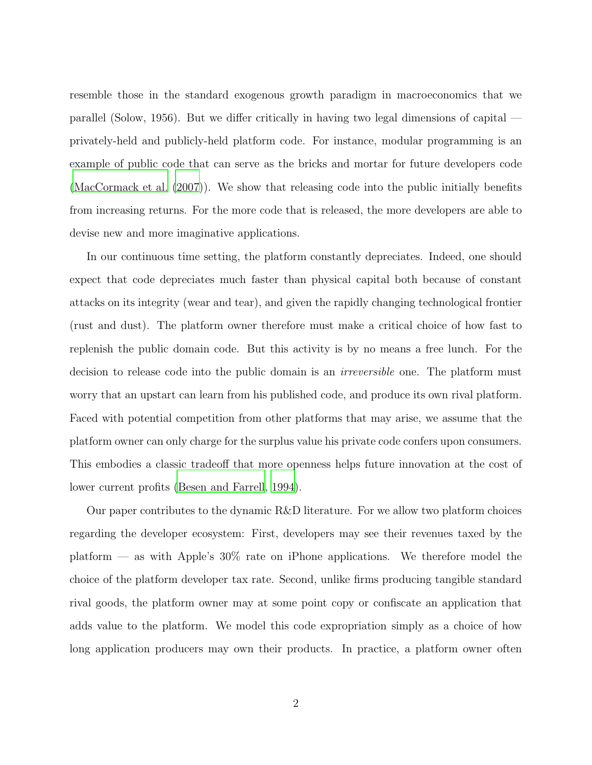resemble those in the standard exogenous growth paradigm in macroeconomics that we parallel (Solow, 1956). But we differ critically in having two legal dimensions of capital — privately-held and publicly-held platform code. For instance, modular programming is an example of public code that can serve as the bricks and mortar for future developers code (MacCormack et al. (2007)). We show that releasing code into the public initially benefits from increasing returns. For the more code that is released, the more developers are able to devise new and more imaginative applications.

In our continuous time setting, the platform constantly depreciates. Indeed, one should expect that code depreciates much faster than physical capital both because of constant attacks on its integrity (wear and tear), and given the rapidly changing technological frontier (rust and dust). The platform owner therefore must make a critical choice of how fast to replenish the public domain code. But this activity is by no means a free lunch. For the decision to release code into the public domain is an *irreversible* one. The platform must worry that an upstart can learn from his published code, and produce its own rival platform. Faced with potential competition from other platforms that may arise, we assume that the platform owner can only charge for the surplus value his private code confers upon consumers. This embodies a classic tradeoff that more openness helps future innovation at the cost of lower current profits (Besen and Farrell, 1994).

Our paper contributes to the dynamic R&D literature. For we allow two platform choices regarding the developer ecosystem: First, developers may see their revenues taxed by the platform — as with Apple's 30% rate on iPhone applications. We therefore model the choice of the platform developer tax rate. Second, unlike firms producing tangible standard rival goods, the platform owner may at some point copy or confiscate an application that adds value to the platform. We model this code expropriation simply as a choice of how long application producers may own their products. In practice, a platform owner often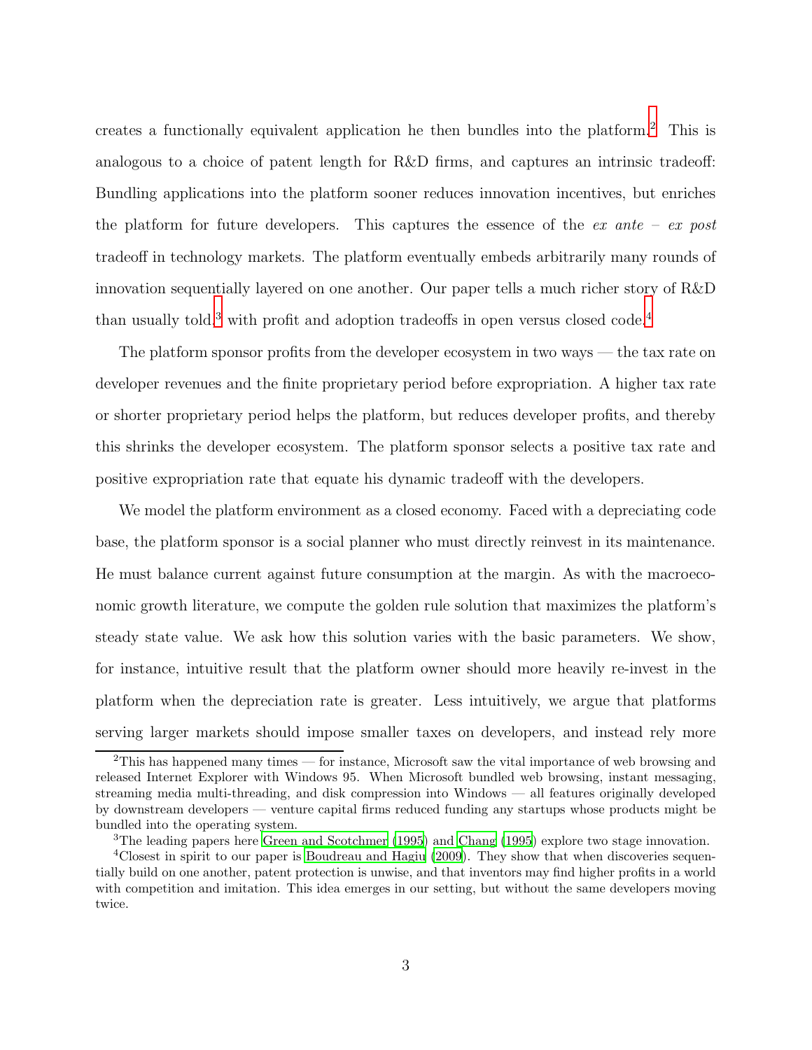creates a functionally equivalent application he then bundles into the platform.[2] This is analogous to a choice of patent length for R&D firms, and captures an intrinsic tradeoff: Bundling applications into the platform sooner reduces innovation incentives, but enriches the platform for future developers. This captures the essence of the *ex ante – ex post* tradeoff in technology markets. The platform eventually embeds arbitrarily many rounds of innovation sequentially layered on one another. Our paper tells a much richer story of R&D than usually told,[3] with profit and adoption tradeoffs in open versus closed code.[4]

The platform sponsor profits from the developer ecosystem in two ways — the tax rate on developer revenues and the finite proprietary period before expropriation. A higher tax rate or shorter proprietary period helps the platform, but reduces developer profits, and thereby this shrinks the developer ecosystem. The platform sponsor selects a positive tax rate and positive expropriation rate that equate his dynamic tradeoff with the developers.

We model the platform environment as a closed economy. Faced with a depreciating code base, the platform sponsor is a social planner who must directly reinvest in its maintenance. He must balance current against future consumption at the margin. As with the macroeconomic growth literature, we compute the golden rule solution that maximizes the platform's steady state value. We ask how this solution varies with the basic parameters. We show, for instance, intuitive result that the platform owner should more heavily re-invest in the platform when the depreciation rate is greater. Less intuitively, we argue that platforms serving larger markets should impose smaller taxes on developers, and instead rely more

---

[2]This has happened many times — for instance, Microsoft saw the vital importance of web browsing and released Internet Explorer with Windows 95. When Microsoft bundled web browsing, instant messaging, streaming media multi-threading, and disk compression into Windows — all features originally developed by downstream developers — venture capital firms reduced funding any startups whose products might be bundled into the operating system.

[3]The leading papers here Green and Scotchmer (1995) and Chang (1995) explore two stage innovation.

[4]Closest in spirit to our paper is Boudreau and Hagiu (2009). They show that when discoveries sequentially build on one another, patent protection is unwise, and that inventors may find higher profits in a world with competition and imitation. This idea emerges in our setting, but without the same developers moving twice.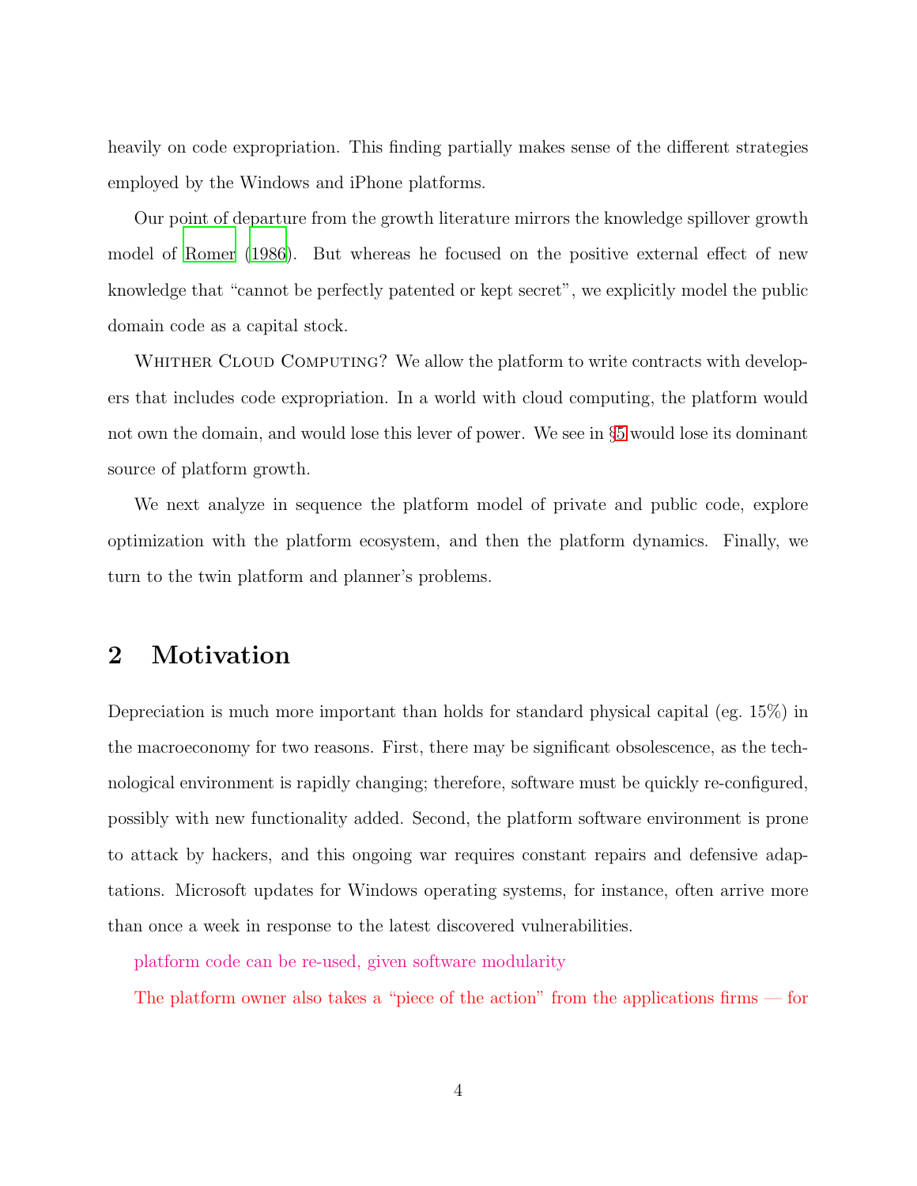heavily on code expropriation. This finding partially makes sense of the different strategies employed by the Windows and iPhone platforms.

Our point of departure from the growth literature mirrors the knowledge spillover growth model of Romer (1986). But whereas he focused on the positive external effect of new knowledge that "cannot be perfectly patented or kept secret", we explicitly model the public domain code as a capital stock.

Whither Cloud Computing? We allow the platform to write contracts with developers that includes code expropriation. In a world with cloud computing, the platform would not own the domain, and would lose this lever of power. We see in §5 would lose its dominant source of platform growth.

We next analyze in sequence the platform model of private and public code, explore optimization with the platform ecosystem, and then the platform dynamics. Finally, we turn to the twin platform and planner's problems.

## 2 Motivation

Depreciation is much more important than holds for standard physical capital (eg. 15%) in the macroeconomy for two reasons. First, there may be significant obsolescence, as the technological environment is rapidly changing; therefore, software must be quickly re-configured, possibly with new functionality added. Second, the platform software environment is prone to attack by hackers, and this ongoing war requires constant repairs and defensive adaptations. Microsoft updates for Windows operating systems, for instance, often arrive more than once a week in response to the latest discovered vulnerabilities.

platform code can be re-used, given software modularity

The platform owner also takes a "piece of the action" from the applications firms — for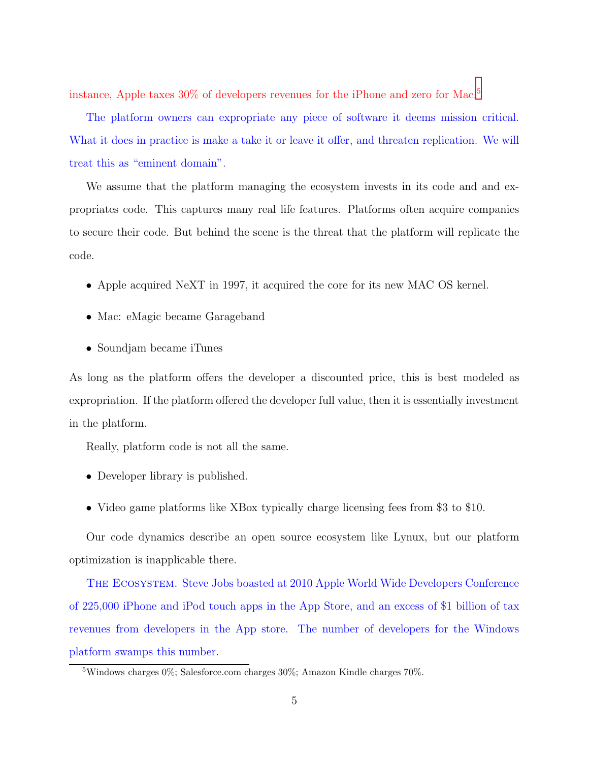instance, Apple taxes 30% of developers revenues for the iPhone and zero for Mac.[5]

The platform owners can expropriate any piece of software it deems mission critical. What it does in practice is make a take it or leave it offer, and threaten replication. We will treat this as "eminent domain".

We assume that the platform managing the ecosystem invests in its code and and expropriates code. This captures many real life features. Platforms often acquire companies to secure their code. But behind the scene is the threat that the platform will replicate the code.

- Apple acquired NeXT in 1997, it acquired the core for its new MAC OS kernel.
- Mac: eMagic became Garageband
- Soundjam became iTunes

As long as the platform offers the developer a discounted price, this is best modeled as expropriation. If the platform offered the developer full value, then it is essentially investment in the platform.

Really, platform code is not all the same.

- Developer library is published.
- Video game platforms like XBox typically charge licensing fees from $3 to $10.

Our code dynamics describe an open source ecosystem like Lynux, but our platform optimization is inapplicable there.

The Ecosystem. Steve Jobs boasted at 2010 Apple World Wide Developers Conference of 225,000 iPhone and iPod touch apps in the App Store, and an excess of $1 billion of tax revenues from developers in the App store. The number of developers for the Windows platform swamps this number.

[5] Windows charges 0%; Salesforce.com charges 30%; Amazon Kindle charges 70%.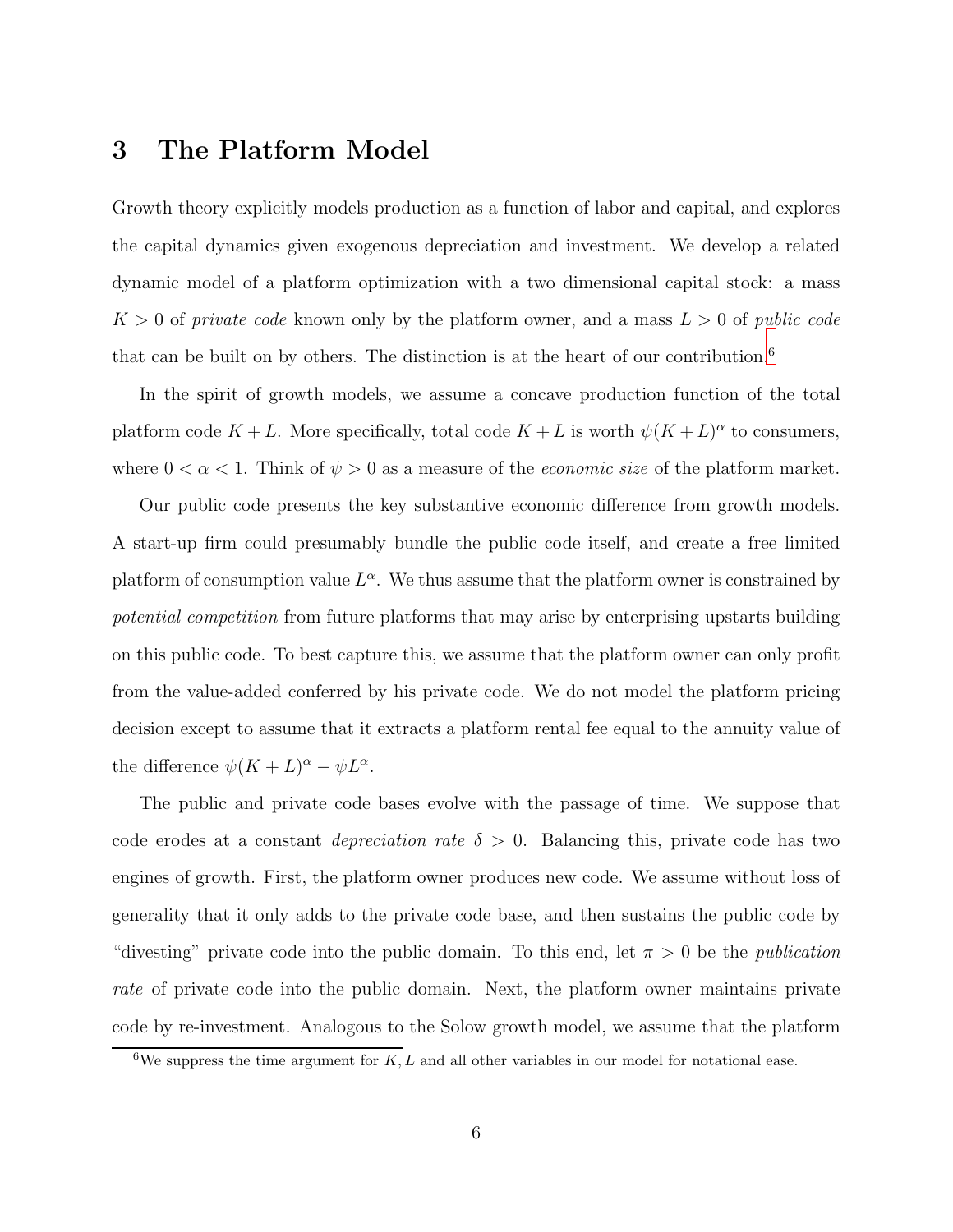# 3 The Platform Model

Growth theory explicitly models production as a function of labor and capital, and explores the capital dynamics given exogenous depreciation and investment. We develop a related dynamic model of a platform optimization with a two dimensional capital stock: a mass $K > 0$ of *private code* known only by the platform owner, and a mass $L > 0$ of *public code* that can be built on by others. The distinction is at the heart of our contribution.[6]

In the spirit of growth models, we assume a concave production function of the total platform code $K + L$. More specifically, total code $K + L$ is worth $\psi(K + L)^{\alpha}$ to consumers, where $0 < \alpha < 1$. Think of $\psi > 0$ as a measure of the *economic size* of the platform market.

Our public code presents the key substantive economic difference from growth models. A start-up firm could presumably bundle the public code itself, and create a free limited platform of consumption value $L^{\alpha}$. We thus assume that the platform owner is constrained by *potential competition* from future platforms that may arise by enterprising upstarts building on this public code. To best capture this, we assume that the platform owner can only profit from the value-added conferred by his private code. We do not model the platform pricing decision except to assume that it extracts a platform rental fee equal to the annuity value of the difference $\psi(K + L)^{\alpha} - \psi L^{\alpha}$.

The public and private code bases evolve with the passage of time. We suppose that code erodes at a constant *depreciation rate* $\delta > 0$. Balancing this, private code has two engines of growth. First, the platform owner produces new code. We assume without loss of generality that it only adds to the private code base, and then sustains the public code by "divesting" private code into the public domain. To this end, let $\pi > 0$ be the *publication rate* of private code into the public domain. Next, the platform owner maintains private code by re-investment. Analogous to the Solow growth model, we assume that the platform

[6] We suppress the time argument for $K, L$ and all other variables in our model for notational ease.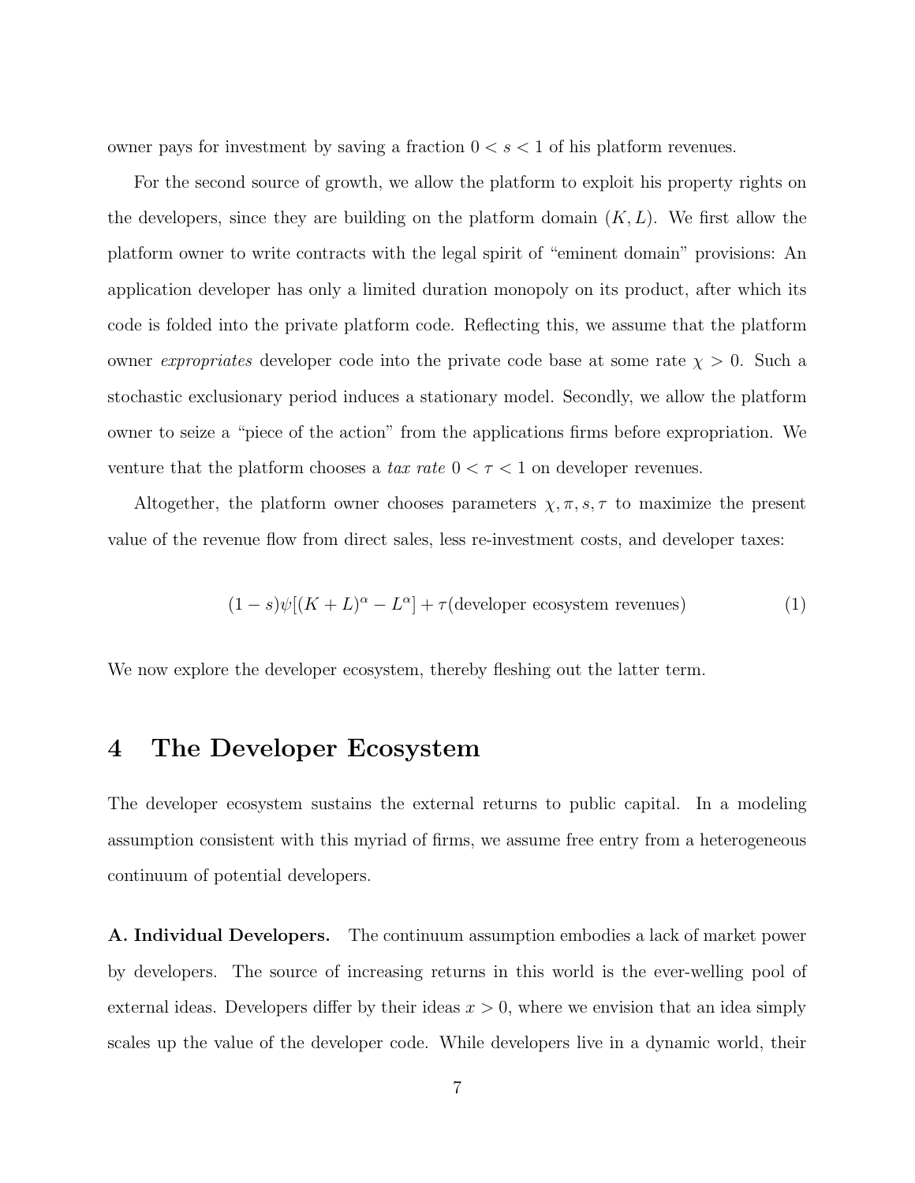owner pays for investment by saving a fraction $0 < s < 1$ of his platform revenues.

For the second source of growth, we allow the platform to exploit his property rights on the developers, since they are building on the platform domain $(K, L)$. We first allow the platform owner to write contracts with the legal spirit of "eminent domain" provisions: An application developer has only a limited duration monopoly on its product, after which its code is folded into the private platform code. Reflecting this, we assume that the platform owner *expropriates* developer code into the private code base at some rate $\chi > 0$. Such a stochastic exclusionary period induces a stationary model. Secondly, we allow the platform owner to seize a "piece of the action" from the applications firms before expropriation. We venture that the platform chooses a *tax rate* $0 < \tau < 1$ on developer revenues.

Altogether, the platform owner chooses parameters $\chi, \pi, s, \tau$ to maximize the present value of the revenue flow from direct sales, less re-investment costs, and developer taxes:

$$(1-s)\psi[(K+L)^{\alpha} - L^{\alpha}] + \tau(\text{developer ecosystem revenues}) \tag{1}$$

We now explore the developer ecosystem, thereby fleshing out the latter term.

# 4 The Developer Ecosystem

The developer ecosystem sustains the external returns to public capital. In a modeling assumption consistent with this myriad of firms, we assume free entry from a heterogeneous continuum of potential developers.

**A. Individual Developers.** The continuum assumption embodies a lack of market power by developers. The source of increasing returns in this world is the ever-welling pool of external ideas. Developers differ by their ideas $x > 0$, where we envision that an idea simply scales up the value of the developer code. While developers live in a dynamic world, their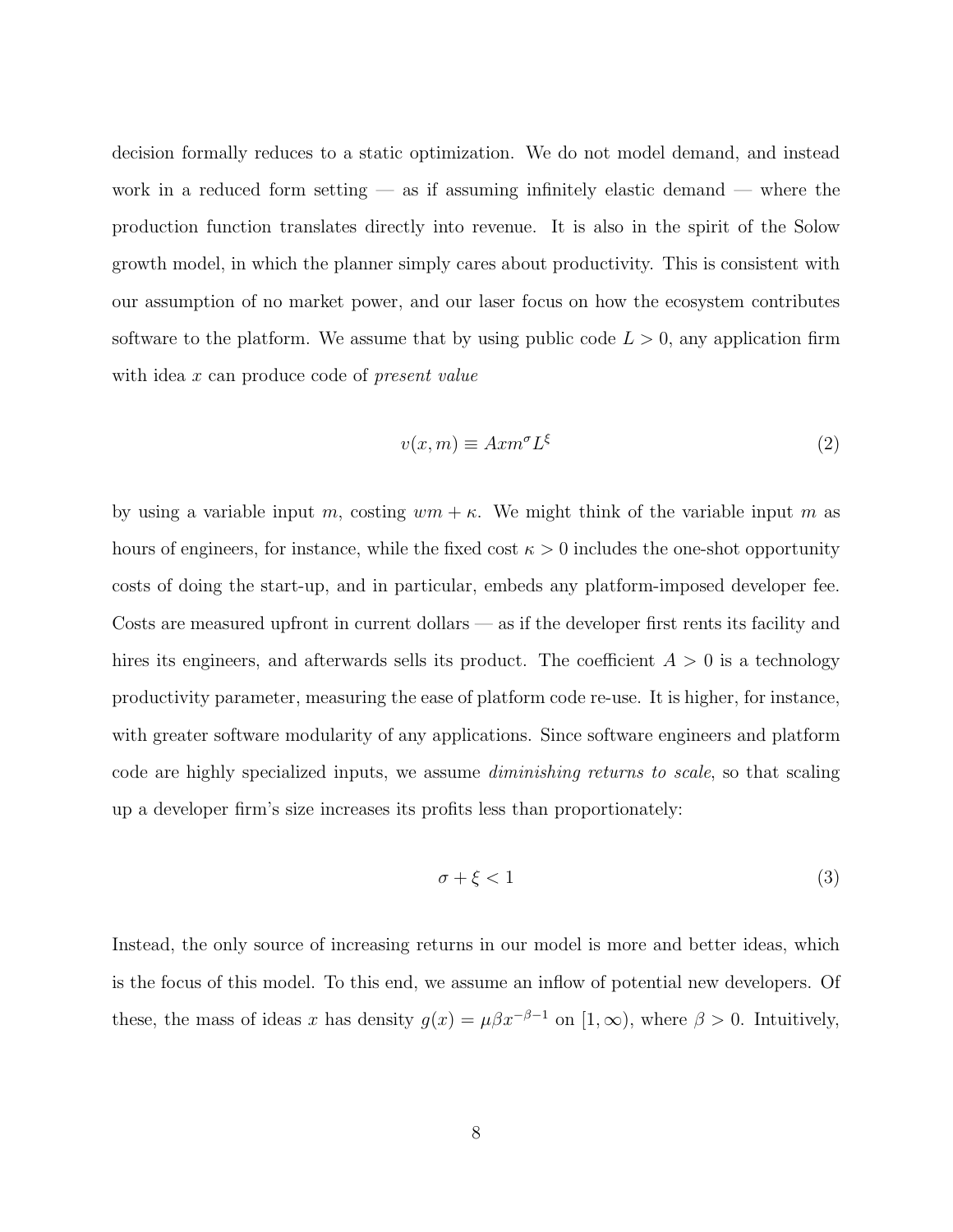decision formally reduces to a static optimization. We do not model demand, and instead work in a reduced form setting — as if assuming infinitely elastic demand — where the production function translates directly into revenue. It is also in the spirit of the Solow growth model, in which the planner simply cares about productivity. This is consistent with our assumption of no market power, and our laser focus on how the ecosystem contributes software to the platform. We assume that by using public code $L > 0$, any application firm with idea $x$ can produce code of *present value*

$$v(x, m) \equiv Axm^{\sigma}L^{\xi} \tag{2}$$

by using a variable input $m$, costing $wm + \kappa$. We might think of the variable input $m$ as hours of engineers, for instance, while the fixed cost $\kappa > 0$ includes the one-shot opportunity costs of doing the start-up, and in particular, embeds any platform-imposed developer fee. Costs are measured upfront in current dollars — as if the developer first rents its facility and hires its engineers, and afterwards sells its product. The coefficient $A > 0$ is a technology productivity parameter, measuring the ease of platform code re-use. It is higher, for instance, with greater software modularity of any applications. Since software engineers and platform code are highly specialized inputs, we assume *diminishing returns to scale*, so that scaling up a developer firm's size increases its profits less than proportionately:

$$\sigma + \xi < 1 \tag{3}$$

Instead, the only source of increasing returns in our model is more and better ideas, which is the focus of this model. To this end, we assume an inflow of potential new developers. Of these, the mass of ideas $x$ has density $g(x) = \mu\beta x^{-\beta-1}$ on $[1, \infty)$, where $\beta > 0$. Intuitively,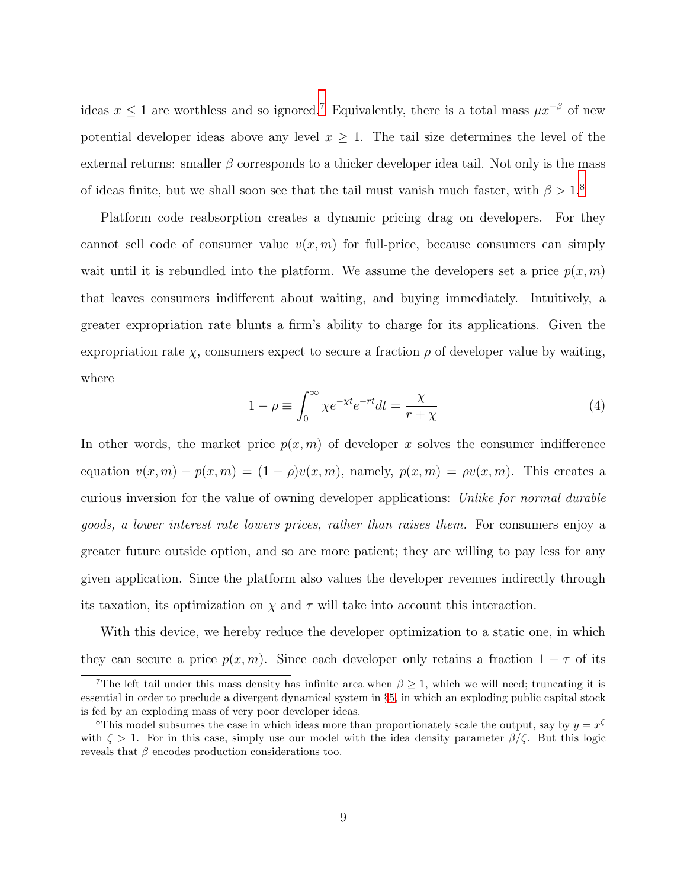ideas $x \leq 1$ are worthless and so ignored.[7] Equivalently, there is a total mass $\mu x^{-\beta}$ of new potential developer ideas above any level $x \geq 1$. The tail size determines the level of the external returns: smaller $\beta$ corresponds to a thicker developer idea tail. Not only is the mass of ideas finite, but we shall soon see that the tail must vanish much faster, with $\beta > 1$.[8]

Platform code reabsorption creates a dynamic pricing drag on developers. For they cannot sell code of consumer value $v(x, m)$ for full-price, because consumers can simply wait until it is rebundled into the platform. We assume the developers set a price $p(x, m)$ that leaves consumers indifferent about waiting, and buying immediately. Intuitively, a greater expropriation rate blunts a firm's ability to charge for its applications. Given the expropriation rate $\chi$, consumers expect to secure a fraction $\rho$ of developer value by waiting, where

$$1 - \rho \equiv \int_0^\infty \chi e^{-\chi t} e^{-rt} dt = \frac{\chi}{r + \chi} \tag{4}$$

In other words, the market price $p(x, m)$ of developer $x$ solves the consumer indifference equation $v(x, m) - p(x, m) = (1 - \rho)v(x, m)$, namely, $p(x, m) = \rho v(x, m)$. This creates a curious inversion for the value of owning developer applications: *Unlike for normal durable goods, a lower interest rate lowers prices, rather than raises them.* For consumers enjoy a greater future outside option, and so are more patient; they are willing to pay less for any given application. Since the platform also values the developer revenues indirectly through its taxation, its optimization on $\chi$ and $\tau$ will take into account this interaction.

With this device, we hereby reduce the developer optimization to a static one, in which they can secure a price $p(x, m)$. Since each developer only retains a fraction $1 - \tau$ of its

---

[7] The left tail under this mass density has infinite area when $\beta \geq 1$, which we will need; truncating it is essential in order to preclude a divergent dynamical system in §5, in which an exploding public capital stock is fed by an exploding mass of very poor developer ideas.

[8] This model subsumes the case in which ideas more than proportionately scale the output, say by $y = x^\zeta$ with $\zeta > 1$. For in this case, simply use our model with the idea density parameter $\beta/\zeta$. But this logic reveals that $\beta$ encodes production considerations too.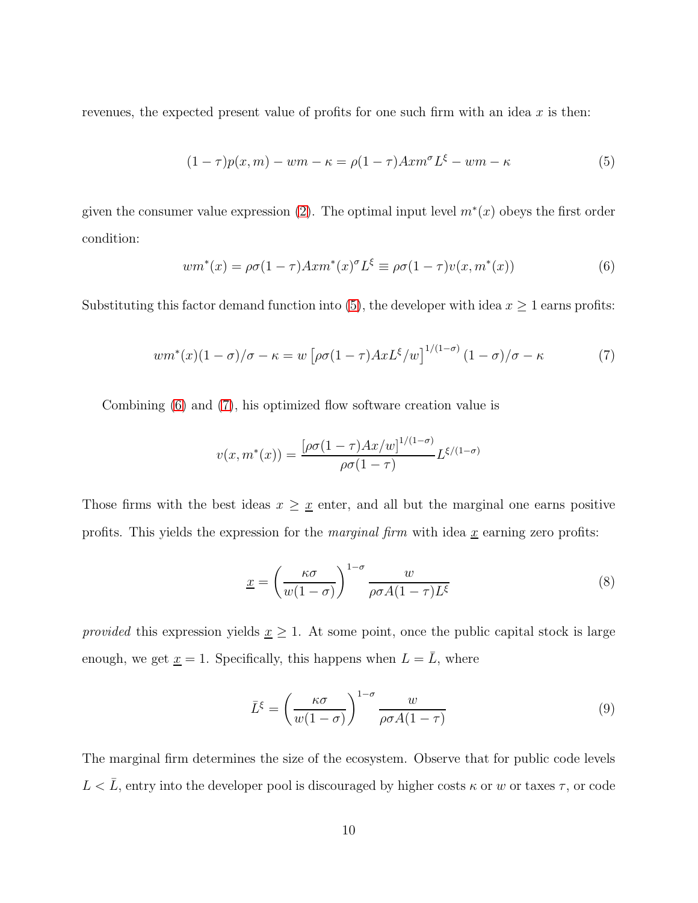revenues, the expected present value of profits for one such firm with an idea $x$ is then:

$$(1-\tau)p(x,m) - wm - \kappa = \rho(1-\tau)Axm^{\sigma}L^{\xi} - wm - \kappa \tag{5}$$

given the consumer value expression (2). The optimal input level $m^*(x)$ obeys the first order condition:

$$wm^*(x) = \rho\sigma(1-\tau)Axm^*(x)^{\sigma}L^{\xi} \equiv \rho\sigma(1-\tau)v(x, m^*(x)) \tag{6}$$

Substituting this factor demand function into (5), the developer with idea $x \geq 1$ earns profits:

$$wm^*(x)(1-\sigma)/\sigma - \kappa = w\left[\rho\sigma(1-\tau)AxL^{\xi}/w\right]^{1/(1-\sigma)}(1-\sigma)/\sigma - \kappa \tag{7}$$

Combining (6) and (7), his optimized flow software creation value is

$$v(x, m^*(x)) = \frac{\left[\rho\sigma(1-\tau)Ax/w\right]^{1/(1-\sigma)}}{\rho\sigma(1-\tau)}L^{\xi/(1-\sigma)}$$

Those firms with the best ideas $x \geq \underline{x}$ enter, and all but the marginal one earns positive profits. This yields the expression for the *marginal firm* with idea $\underline{x}$ earning zero profits:

$$\underline{x} = \left(\frac{\kappa\sigma}{w(1-\sigma)}\right)^{1-\sigma}\frac{w}{\rho\sigma A(1-\tau)L^{\xi}} \tag{8}$$

*provided* this expression yields $\underline{x} \geq 1$. At some point, once the public capital stock is large enough, we get $\underline{x} = 1$. Specifically, this happens when $L = \bar{L}$, where

$$\bar{L}^{\xi} = \left(\frac{\kappa\sigma}{w(1-\sigma)}\right)^{1-\sigma}\frac{w}{\rho\sigma A(1-\tau)} \tag{9}$$

The marginal firm determines the size of the ecosystem. Observe that for public code levels $L < \bar{L}$, entry into the developer pool is discouraged by higher costs $\kappa$ or $w$ or taxes $\tau$, or code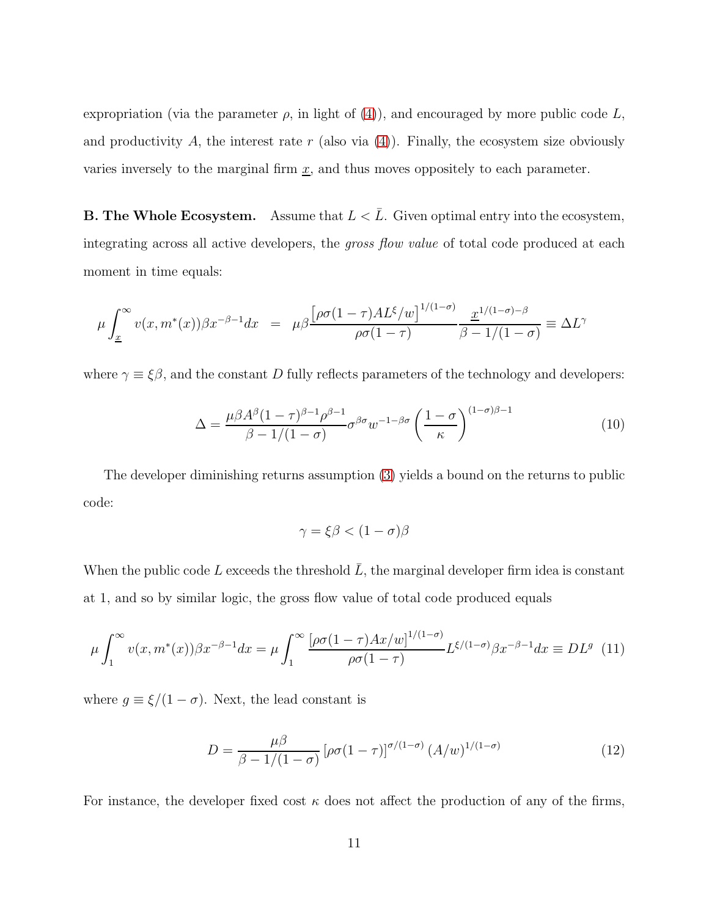expropriation (via the parameter $\rho$, in light of (4)), and encouraged by more public code $L$, and productivity $A$, the interest rate $r$ (also via (4)). Finally, the ecosystem size obviously varies inversely to the marginal firm $\underline{x}$, and thus moves oppositely to each parameter.

**B. The Whole Ecosystem.** Assume that $L < \bar{L}$. Given optimal entry into the ecosystem, integrating across all active developers, the *gross flow value* of total code produced at each moment in time equals:

$$\mu \int_{\underline{x}}^{\infty} v(x, m^*(x)) \beta x^{-\beta-1} dx \;\; = \;\; \mu\beta \frac{\left[\rho\sigma(1-\tau)AL^{\xi}/w\right]^{1/(1-\sigma)}}{\rho\sigma(1-\tau)} \frac{\underline{x}^{1/(1-\sigma)-\beta}}{\beta - 1/(1-\sigma)} \equiv \Delta L^{\gamma}$$

where $\gamma \equiv \xi\beta$, and the constant $D$ fully reflects parameters of the technology and developers:

$$\Delta = \frac{\mu\beta A^{\beta}(1-\tau)^{\beta-1}\rho^{\beta-1}}{\beta - 1/(1-\sigma)} \sigma^{\beta\sigma} w^{-1-\beta\sigma} \left(\frac{1-\sigma}{\kappa}\right)^{(1-\sigma)\beta-1} \tag{10}$$

The developer diminishing returns assumption (3) yields a bound on the returns to public code:

$$\gamma = \xi\beta < (1-\sigma)\beta$$

When the public code $L$ exceeds the threshold $\bar{L}$, the marginal developer firm idea is constant at 1, and so by similar logic, the gross flow value of total code produced equals

$$\mu \int_{1}^{\infty} v(x, m^*(x)) \beta x^{-\beta-1} dx = \mu \int_{1}^{\infty} \frac{\left[\rho\sigma(1-\tau)Ax/w\right]^{1/(1-\sigma)}}{\rho\sigma(1-\tau)} L^{\xi/(1-\sigma)} \beta x^{-\beta-1} dx \equiv DL^{g} \tag{11}$$

where $g \equiv \xi/(1-\sigma)$. Next, the lead constant is

$$D = \frac{\mu\beta}{\beta - 1/(1-\sigma)} \left[\rho\sigma(1-\tau)\right]^{\sigma/(1-\sigma)} (A/w)^{1/(1-\sigma)} \tag{12}$$

For instance, the developer fixed cost $\kappa$ does not affect the production of any of the firms,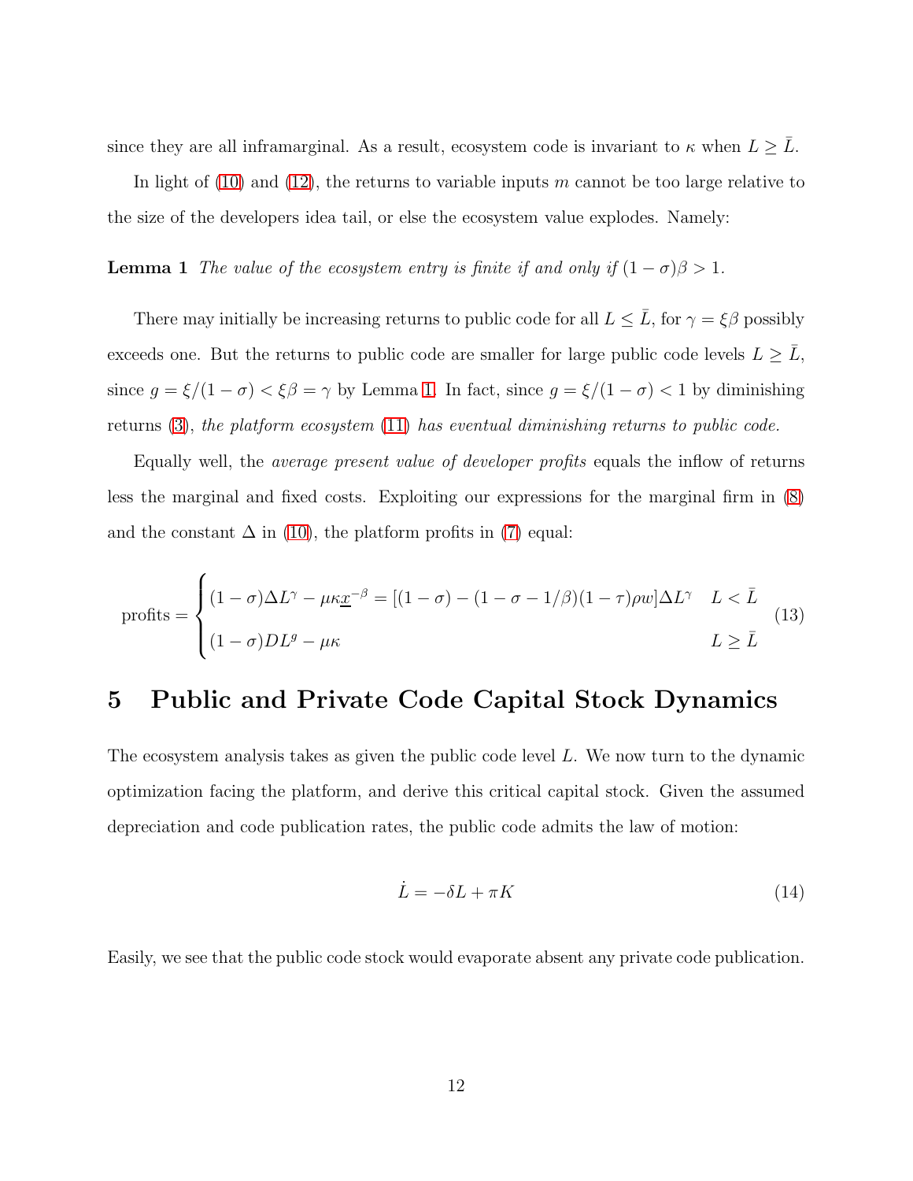since they are all inframarginal. As a result, ecosystem code is invariant to $\kappa$ when $L \geq \bar{L}$.

In light of (10) and (12), the returns to variable inputs $m$ cannot be too large relative to the size of the developers idea tail, or else the ecosystem value explodes. Namely:

**Lemma 1** *The value of the ecosystem entry is finite if and only if $(1-\sigma)\beta > 1$.*

There may initially be increasing returns to public code for all $L \leq \bar{L}$, for $\gamma = \xi\beta$ possibly exceeds one. But the returns to public code are smaller for large public code levels $L \geq \bar{L}$, since $g = \xi/(1-\sigma) < \xi\beta = \gamma$ by Lemma 1. In fact, since $g = \xi/(1-\sigma) < 1$ by diminishing returns (3), *the platform ecosystem* (11) *has eventual diminishing returns to public code.*

Equally well, the *average present value of developer profits* equals the inflow of returns less the marginal and fixed costs. Exploiting our expressions for the marginal firm in (8) and the constant $\Delta$ in (10), the platform profits in (7) equal:

$$
\text{profits} = \begin{cases} (1-\sigma)\Delta L^{\gamma} - \mu\kappa \underline{x}^{-\beta} = [(1-\sigma) - (1-\sigma-1/\beta)(1-\tau)\rho w]\Delta L^{\gamma} & L < \bar{L} \\ (1-\sigma)DL^{g} - \mu\kappa & L \geq \bar{L} \end{cases} \tag{13}
$$

# 5 Public and Private Code Capital Stock Dynamics

The ecosystem analysis takes as given the public code level $L$. We now turn to the dynamic optimization facing the platform, and derive this critical capital stock. Given the assumed depreciation and code publication rates, the public code admits the law of motion:

$$
\dot{L} = -\delta L + \pi K \tag{14}
$$

Easily, we see that the public code stock would evaporate absent any private code publication.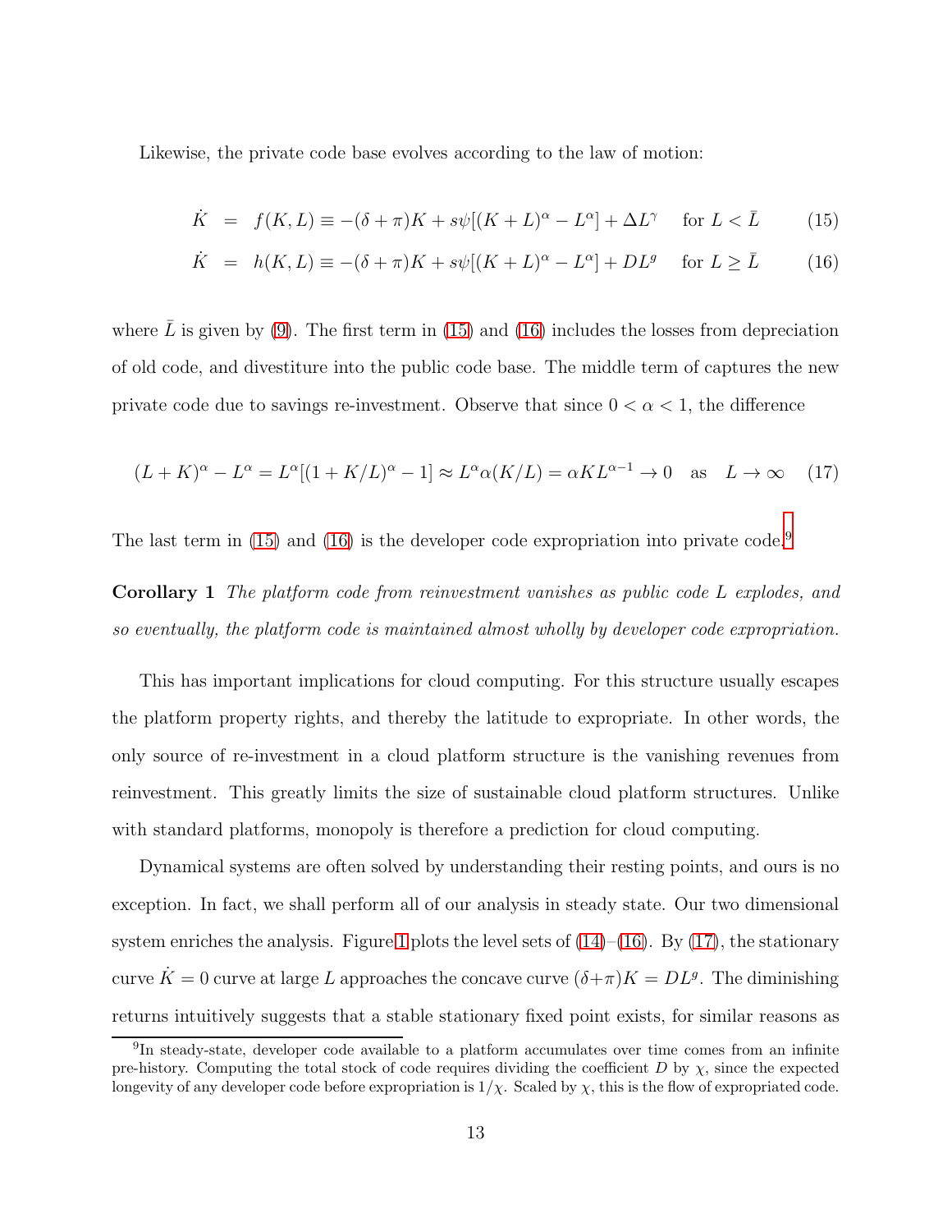Likewise, the private code base evolves according to the law of motion:

$$\dot{K} \;=\; f(K,L) \equiv -(\delta+\pi)K + s\psi[(K+L)^\alpha - L^\alpha] + \Delta L^\gamma \quad \text{for } L < \bar{L} \tag{15}$$

$$\dot{K} \;=\; h(K,L) \equiv -(\delta+\pi)K + s\psi[(K+L)^\alpha - L^\alpha] + DL^g \quad \text{for } L \geq \bar{L} \tag{16}$$

where $\bar{L}$ is given by (9). The first term in (15) and (16) includes the losses from depreciation of old code, and divestiture into the public code base. The middle term of captures the new private code due to savings re-investment. Observe that since $0 < \alpha < 1$, the difference

$$(L+K)^\alpha - L^\alpha = L^\alpha[(1+K/L)^\alpha - 1] \approx L^\alpha \alpha(K/L) = \alpha K L^{\alpha-1} \to 0 \quad \text{as} \quad L \to \infty \tag{17}$$

The last term in (15) and (16) is the developer code expropriation into private code.[9]

**Corollary 1** *The platform code from reinvestment vanishes as public code $L$ explodes, and so eventually, the platform code is maintained almost wholly by developer code expropriation.*

This has important implications for cloud computing. For this structure usually escapes the platform property rights, and thereby the latitude to expropriate. In other words, the only source of re-investment in a cloud platform structure is the vanishing revenues from reinvestment. This greatly limits the size of sustainable cloud platform structures. Unlike with standard platforms, monopoly is therefore a prediction for cloud computing.

Dynamical systems are often solved by understanding their resting points, and ours is no exception. In fact, we shall perform all of our analysis in steady state. Our two dimensional system enriches the analysis. Figure 1 plots the level sets of (14)–(16). By (17), the stationary curve $\dot{K} = 0$ curve at large $L$ approaches the concave curve $(\delta+\pi)K = DL^g$. The diminishing returns intuitively suggests that a stable stationary fixed point exists, for similar reasons as

[9] In steady-state, developer code available to a platform accumulates over time comes from an infinite pre-history. Computing the total stock of code requires dividing the coefficient $D$ by $\chi$, since the expected longevity of any developer code before expropriation is $1/\chi$. Scaled by $\chi$, this is the flow of expropriated code.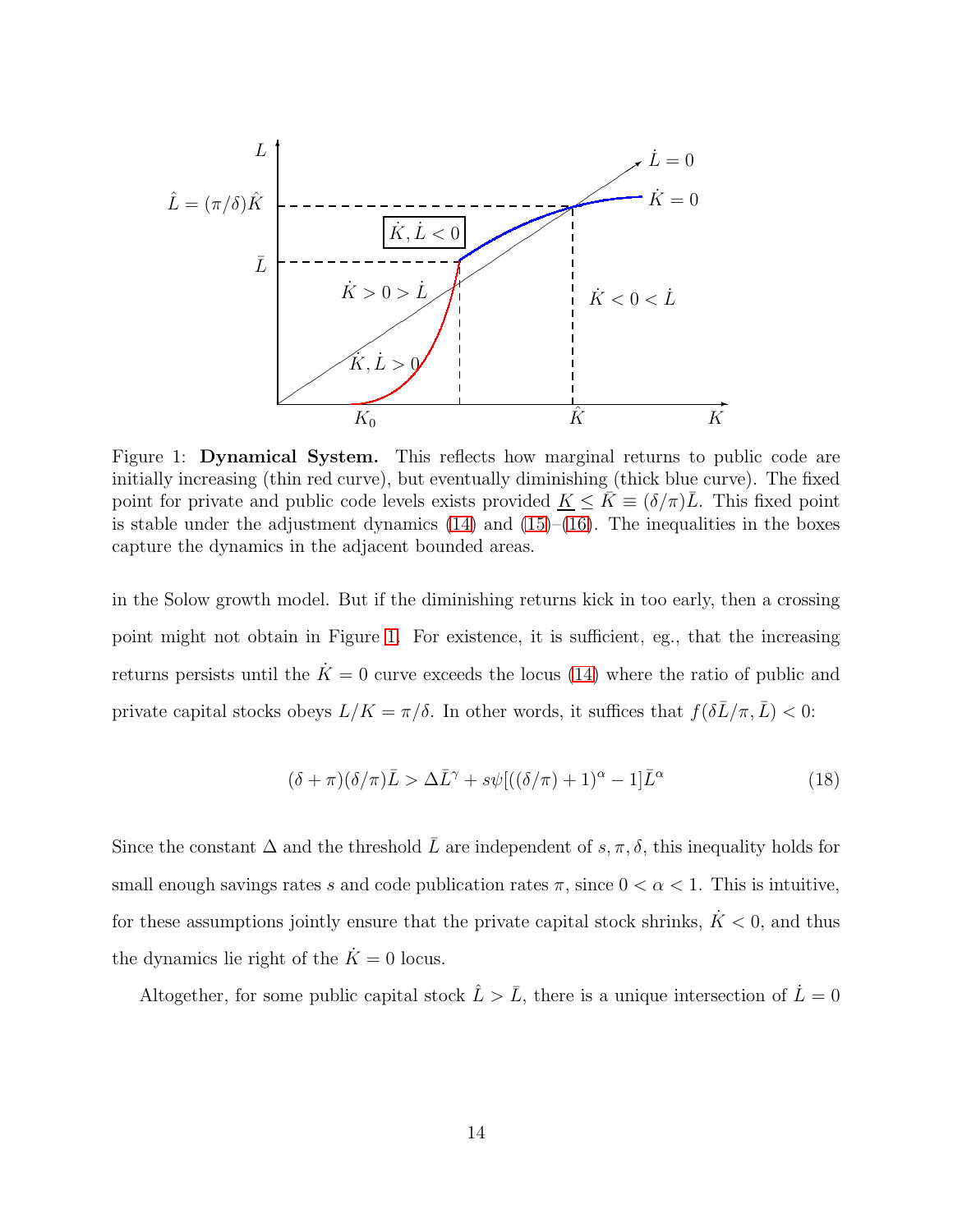Figure 1: **Dynamical System.** This reflects how marginal returns to public code are initially increasing (thin red curve), but eventually diminishing (thick blue curve). The fixed point for private and public code levels exists provided $\underline{K} \leq \bar{K} \equiv (\delta/\pi)\bar{L}$. This fixed point is stable under the adjustment dynamics (14) and (15)–(16). The inequalities in the boxes capture the dynamics in the adjacent bounded areas.

in the Solow growth model. But if the diminishing returns kick in too early, then a crossing point might not obtain in Figure 1. For existence, it is sufficient, eg., that the increasing returns persists until the $\dot{K} = 0$ curve exceeds the locus (14) where the ratio of public and private capital stocks obeys $L/K = \pi/\delta$. In other words, it suffices that $f(\delta\bar{L}/\pi, \bar{L}) < 0$:

$$(\delta + \pi)(\delta/\pi)\bar{L} > \Delta\bar{L}^{\gamma} + s\psi[((\delta/\pi) + 1)^{\alpha} - 1]\bar{L}^{\alpha} \tag{18}$$

Since the constant $\Delta$ and the threshold $\bar{L}$ are independent of $s, \pi, \delta$, this inequality holds for small enough savings rates $s$ and code publication rates $\pi$, since $0 < \alpha < 1$. This is intuitive, for these assumptions jointly ensure that the private capital stock shrinks, $\dot{K} < 0$, and thus the dynamics lie right of the $\dot{K} = 0$ locus.

Altogether, for some public capital stock $\hat{L} > \bar{L}$, there is a unique intersection of $\dot{L} = 0$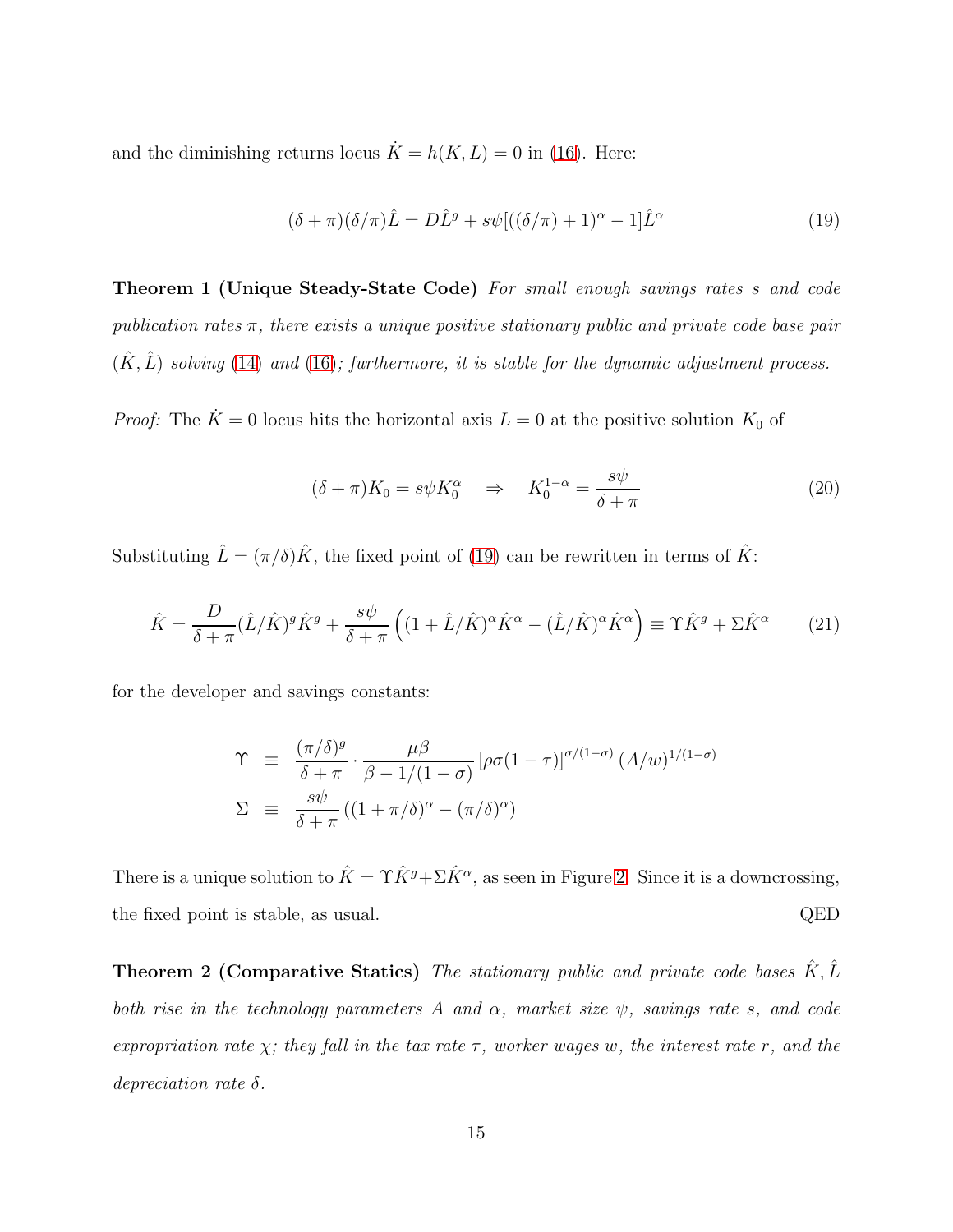and the diminishing returns locus $\dot{K} = h(K, L) = 0$ in (16). Here:

$$(\delta + \pi)(\delta/\pi)\hat{L} = D\hat{L}^g + s\psi[((\delta/\pi) + 1)^\alpha - 1]\hat{L}^\alpha \tag{19}$$

**Theorem 1 (Unique Steady-State Code)** *For small enough savings rates $s$ and code publication rates $\pi$, there exists a unique positive stationary public and private code base pair $(\hat{K}, \hat{L})$ solving (14) and (16); furthermore, it is stable for the dynamic adjustment process.*

*Proof:* The $\dot{K} = 0$ locus hits the horizontal axis $L = 0$ at the positive solution $K_0$ of

$$(\delta + \pi)K_0 = s\psi K_0^\alpha \quad \Rightarrow \quad K_0^{1-\alpha} = \frac{s\psi}{\delta + \pi} \tag{20}$$

Substituting $\hat{L} = (\pi/\delta)\hat{K}$, the fixed point of (19) can be rewritten in terms of $\hat{K}$:

$$\hat{K} = \frac{D}{\delta + \pi}(\hat{L}/\hat{K})^g \hat{K}^g + \frac{s\psi}{\delta + \pi}\left((1 + \hat{L}/\hat{K})^\alpha \hat{K}^\alpha - (\hat{L}/\hat{K})^\alpha \hat{K}^\alpha\right) \equiv \Upsilon \hat{K}^g + \Sigma \hat{K}^\alpha \tag{21}$$

for the developer and savings constants:

$$\begin{aligned}
\Upsilon &\equiv \frac{(\pi/\delta)^g}{\delta + \pi} \cdot \frac{\mu\beta}{\beta - 1/(1-\sigma)}\left[\rho\sigma(1-\tau)\right]^{\sigma/(1-\sigma)}(A/w)^{1/(1-\sigma)} \\
\Sigma &\equiv \frac{s\psi}{\delta + \pi}\left((1 + \pi/\delta)^\alpha - (\pi/\delta)^\alpha\right)
\end{aligned}$$

There is a unique solution to $\hat{K} = \Upsilon \hat{K}^g + \Sigma \hat{K}^\alpha$, as seen in Figure 2. Since it is a downcrossing, the fixed point is stable, as usual. QED

**Theorem 2 (Comparative Statics)** *The stationary public and private code bases $\hat{K}, \hat{L}$ both rise in the technology parameters $A$ and $\alpha$, market size $\psi$, savings rate $s$, and code expropriation rate $\chi$; they fall in the tax rate $\tau$, worker wages $w$, the interest rate $r$, and the depreciation rate $\delta$.*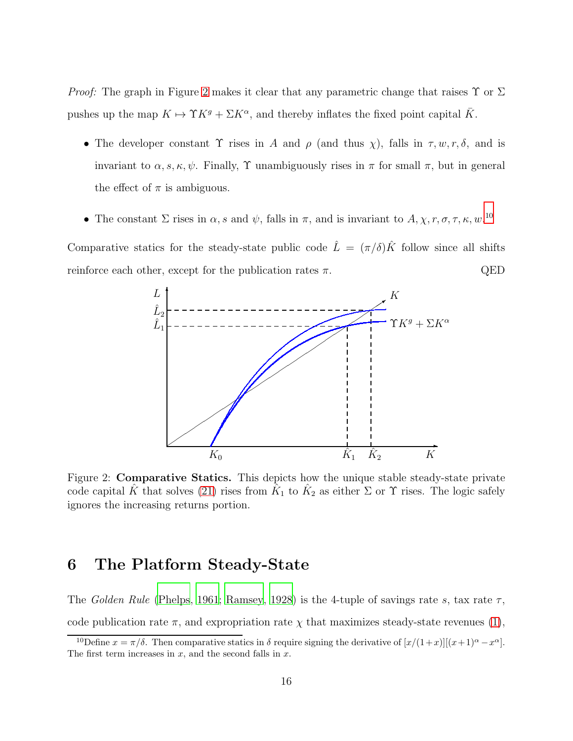*Proof:* The graph in Figure 2 makes it clear that any parametric change that raises $\Upsilon$ or $\Sigma$ pushes up the map $K \mapsto \Upsilon K^g + \Sigma K^\alpha$, and thereby inflates the fixed point capital $\bar{K}$.

- The developer constant $\Upsilon$ rises in $A$ and $\rho$ (and thus $\chi$), falls in $\tau, w, r, \delta$, and is invariant to $\alpha, s, \kappa, \psi$. Finally, $\Upsilon$ unambiguously rises in $\pi$ for small $\pi$, but in general the effect of $\pi$ is ambiguous.
- The constant $\Sigma$ rises in $\alpha, s$ and $\psi$, falls in $\pi$, and is invariant to $A, \chi, r, \sigma, \tau, \kappa, w$.[10]

Comparative statics for the steady-state public code $\hat{L} = (\pi/\delta)\hat{K}$ follow since all shifts reinforce each other, except for the publication rates $\pi$. QED

Figure 2: **Comparative Statics.** This depicts how the unique stable steady-state private code capital $\hat{K}$ that solves (21) rises from $\hat{K}_1$ to $\hat{K}_2$ as either $\Sigma$ or $\Upsilon$ rises. The logic safely ignores the increasing returns portion.

## 6 The Platform Steady-State

The *Golden Rule* (Phelps, 1961; Ramsey, 1928) is the 4-tuple of savings rate $s$, tax rate $\tau$, code publication rate $\pi$, and expropriation rate $\chi$ that maximizes steady-state revenues (1),

[10] Define $x = \pi/\delta$. Then comparative statics in $\delta$ require signing the derivative of $[x/(1+x)][(x+1)^\alpha - x^\alpha]$. The first term increases in $x$, and the second falls in $x$.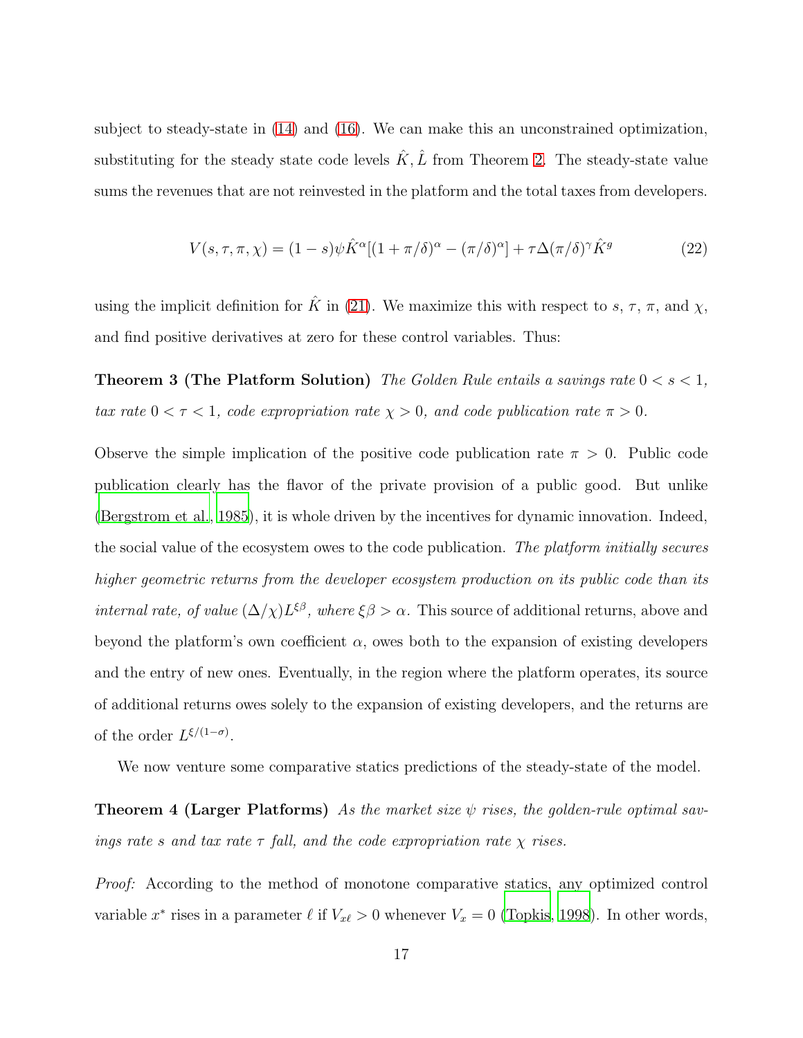subject to steady-state in (14) and (16). We can make this an unconstrained optimization, substituting for the steady state code levels $\hat{K}, \hat{L}$ from Theorem 2. The steady-state value sums the revenues that are not reinvested in the platform and the total taxes from developers.

$$V(s, \tau, \pi, \chi) = (1-s)\psi \hat{K}^{\alpha}[(1+\pi/\delta)^{\alpha} - (\pi/\delta)^{\alpha}] + \tau\Delta(\pi/\delta)^{\gamma}\hat{K}^{g} \tag{22}$$

using the implicit definition for $\hat{K}$ in (21). We maximize this with respect to $s$, $\tau$, $\pi$, and $\chi$, and find positive derivatives at zero for these control variables. Thus:

**Theorem 3 (The Platform Solution)** *The Golden Rule entails a savings rate $0 < s < 1$, tax rate $0 < \tau < 1$, code expropriation rate $\chi > 0$, and code publication rate $\pi > 0$.*

Observe the simple implication of the positive code publication rate $\pi > 0$. Public code publication clearly has the flavor of the private provision of a public good. But unlike (Bergstrom et al., 1985), it is whole driven by the incentives for dynamic innovation. Indeed, the social value of the ecosystem owes to the code publication. *The platform initially secures higher geometric returns from the developer ecosystem production on its public code than its internal rate, of value $(\Delta/\chi)L^{\xi\beta}$, where $\xi\beta > \alpha$.* This source of additional returns, above and beyond the platform's own coefficient $\alpha$, owes both to the expansion of existing developers and the entry of new ones. Eventually, in the region where the platform operates, its source of additional returns owes solely to the expansion of existing developers, and the returns are of the order $L^{\xi/(1-\sigma)}$.

We now venture some comparative statics predictions of the steady-state of the model.

**Theorem 4 (Larger Platforms)** *As the market size $\psi$ rises, the golden-rule optimal savings rate $s$ and tax rate $\tau$ fall, and the code expropriation rate $\chi$ rises.*

*Proof:* According to the method of monotone comparative statics, any optimized control variable $x^*$ rises in a parameter $\ell$ if $V_{x\ell} > 0$ whenever $V_x = 0$ (Topkis, 1998). In other words,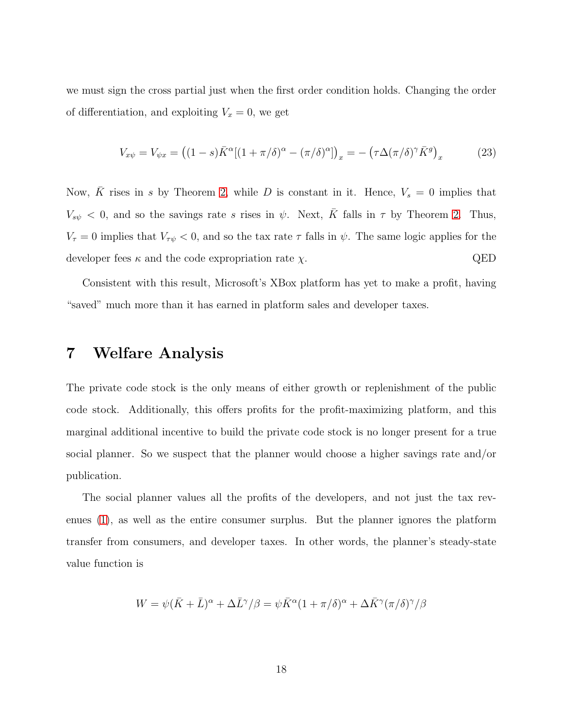we must sign the cross partial just when the first order condition holds. Changing the order of differentiation, and exploiting $V_x = 0$, we get

$$V_{x\psi} = V_{\psi x} = \left((1-s)\bar{K}^{\alpha}[(1+\pi/\delta)^{\alpha} - (\pi/\delta)^{\alpha}]\right)_x = -\left(\tau\Delta(\pi/\delta)^{\gamma}\bar{K}^{g}\right)_x \tag{23}$$

Now, $\bar{K}$ rises in $s$ by Theorem 2, while $D$ is constant in it. Hence, $V_s = 0$ implies that $V_{s\psi} < 0$, and so the savings rate $s$ rises in $\psi$. Next, $\bar{K}$ falls in $\tau$ by Theorem 2. Thus, $V_{\tau} = 0$ implies that $V_{\tau\psi} < 0$, and so the tax rate $\tau$ falls in $\psi$. The same logic applies for the developer fees $\kappa$ and the code expropriation rate $\chi$. QED

Consistent with this result, Microsoft's XBox platform has yet to make a profit, having "saved" much more than it has earned in platform sales and developer taxes.

# 7 Welfare Analysis

The private code stock is the only means of either growth or replenishment of the public code stock. Additionally, this offers profits for the profit-maximizing platform, and this marginal additional incentive to build the private code stock is no longer present for a true social planner. So we suspect that the planner would choose a higher savings rate and/or publication.

The social planner values all the profits of the developers, and not just the tax revenues (1), as well as the entire consumer surplus. But the planner ignores the platform transfer from consumers, and developer taxes. In other words, the planner's steady-state value function is

$$W = \psi(\bar{K} + \bar{L})^{\alpha} + \Delta\bar{L}^{\gamma}/\beta = \psi\bar{K}^{\alpha}(1+\pi/\delta)^{\alpha} + \Delta\bar{K}^{\gamma}(\pi/\delta)^{\gamma}/\beta$$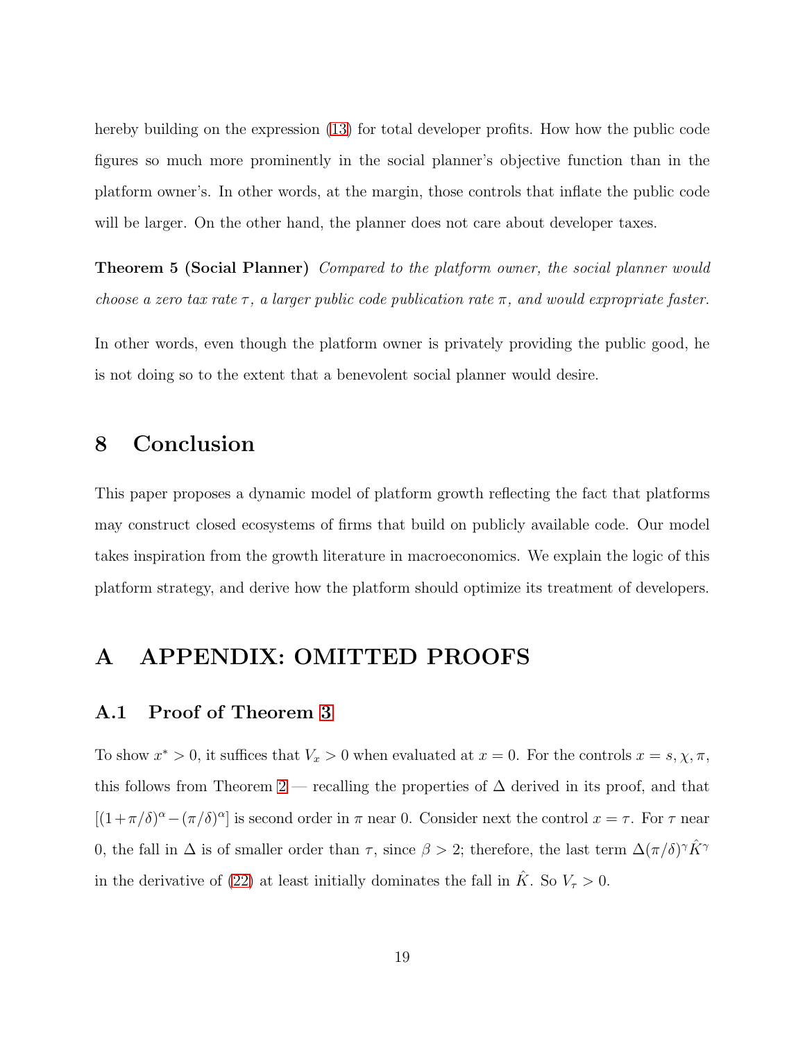hereby building on the expression (13) for total developer profits. How how the public code figures so much more prominently in the social planner's objective function than in the platform owner's. In other words, at the margin, those controls that inflate the public code will be larger. On the other hand, the planner does not care about developer taxes.

**Theorem 5 (Social Planner)** *Compared to the platform owner, the social planner would choose a zero tax rate $\tau$, a larger public code publication rate $\pi$, and would expropriate faster.*

In other words, even though the platform owner is privately providing the public good, he is not doing so to the extent that a benevolent social planner would desire.

# 8 Conclusion

This paper proposes a dynamic model of platform growth reflecting the fact that platforms may construct closed ecosystems of firms that build on publicly available code. Our model takes inspiration from the growth literature in macroeconomics. We explain the logic of this platform strategy, and derive how the platform should optimize its treatment of developers.

# A APPENDIX: OMITTED PROOFS

## A.1 Proof of Theorem 3

To show $x^* > 0$, it suffices that $V_x > 0$ when evaluated at $x = 0$. For the controls $x = s, \chi, \pi$, this follows from Theorem 2 — recalling the properties of $\Delta$ derived in its proof, and that $[(1+\pi/\delta)^\alpha - (\pi/\delta)^\alpha]$ is second order in $\pi$ near 0. Consider next the control $x = \tau$. For $\tau$ near 0, the fall in $\Delta$ is of smaller order than $\tau$, since $\beta > 2$; therefore, the last term $\Delta(\pi/\delta)^\gamma \hat{K}^\gamma$ in the derivative of (22) at least initially dominates the fall in $\hat{K}$. So $V_\tau > 0$.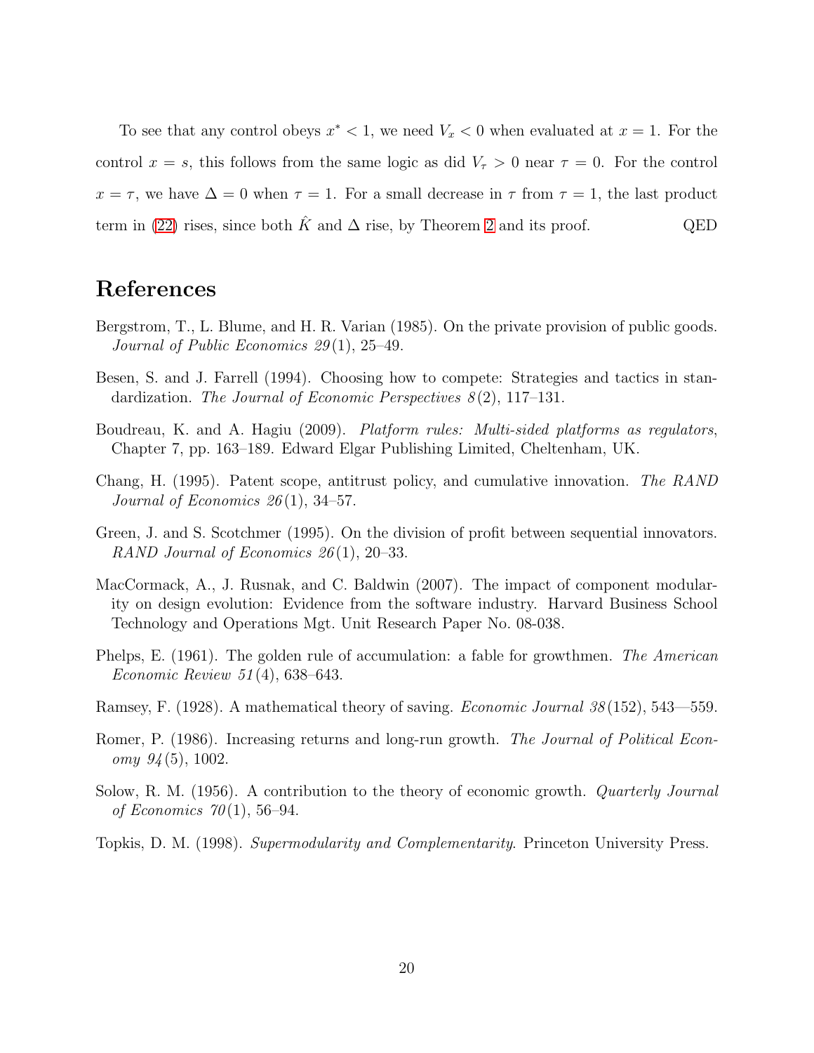To see that any control obeys $x^* < 1$, we need $V_x < 0$ when evaluated at $x = 1$. For the control $x = s$, this follows from the same logic as did $V_\tau > 0$ near $\tau = 0$. For the control $x = \tau$, we have $\Delta = 0$ when $\tau = 1$. For a small decrease in $\tau$ from $\tau = 1$, the last product term in (22) rises, since both $\hat{K}$ and $\Delta$ rise, by Theorem 2 and its proof. QED

## References

Bergstrom, T., L. Blume, and H. R. Varian (1985). On the private provision of public goods. *Journal of Public Economics 29*(1), 25–49.

Besen, S. and J. Farrell (1994). Choosing how to compete: Strategies and tactics in standardization. *The Journal of Economic Perspectives 8*(2), 117–131.

Boudreau, K. and A. Hagiu (2009). *Platform rules: Multi-sided platforms as regulators*, Chapter 7, pp. 163–189. Edward Elgar Publishing Limited, Cheltenham, UK.

Chang, H. (1995). Patent scope, antitrust policy, and cumulative innovation. *The RAND Journal of Economics 26*(1), 34–57.

Green, J. and S. Scotchmer (1995). On the division of profit between sequential innovators. *RAND Journal of Economics 26*(1), 20–33.

MacCormack, A., J. Rusnak, and C. Baldwin (2007). The impact of component modularity on design evolution: Evidence from the software industry. Harvard Business School Technology and Operations Mgt. Unit Research Paper No. 08-038.

Phelps, E. (1961). The golden rule of accumulation: a fable for growthmen. *The American Economic Review 51*(4), 638–643.

Ramsey, F. (1928). A mathematical theory of saving. *Economic Journal 38*(152), 543—559.

Romer, P. (1986). Increasing returns and long-run growth. *The Journal of Political Economy 94*(5), 1002.

Solow, R. M. (1956). A contribution to the theory of economic growth. *Quarterly Journal of Economics 70*(1), 56–94.

Topkis, D. M. (1998). *Supermodularity and Complementarity*. Princeton University Press.